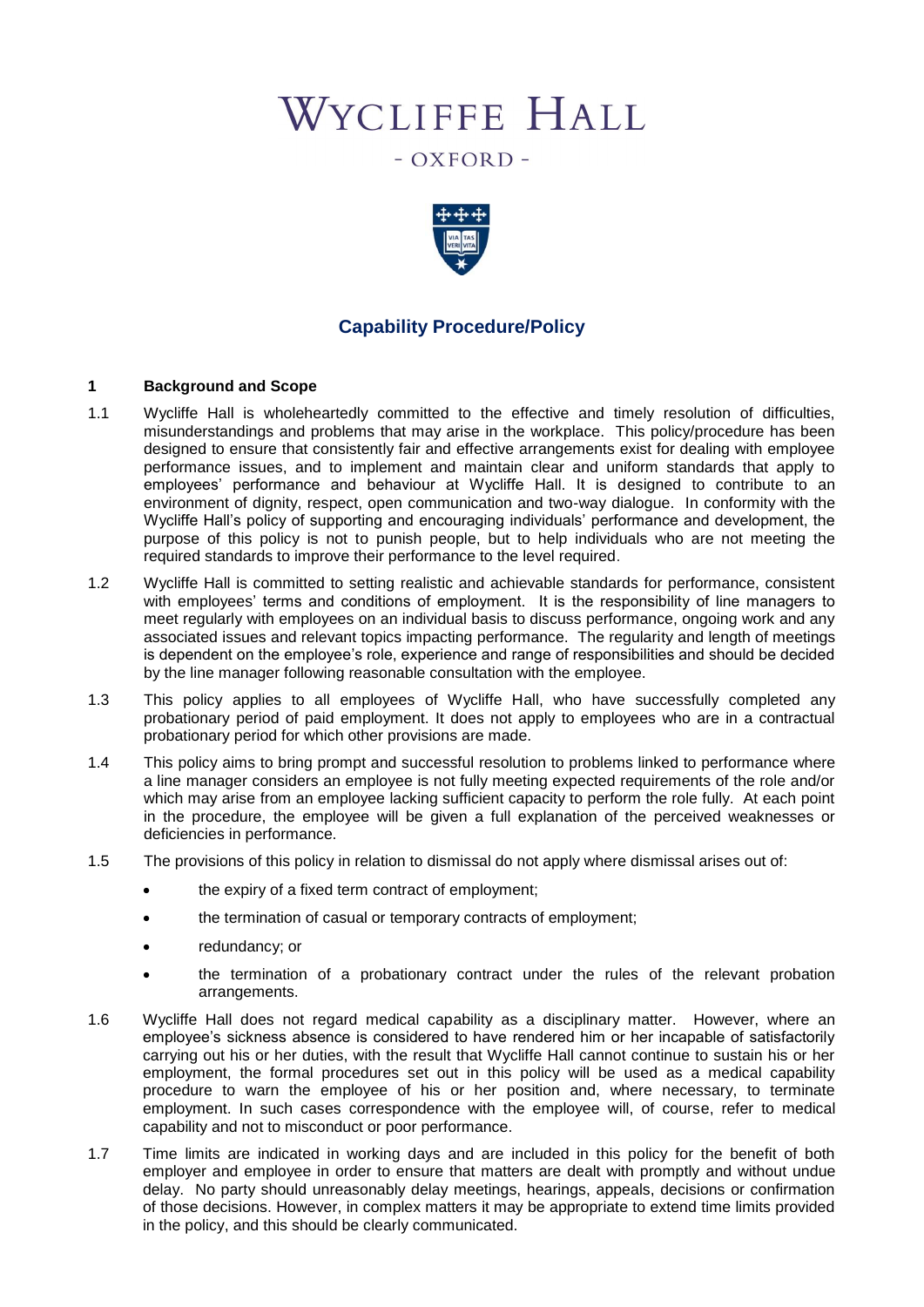# WYCLIFFE HALL

- OXFORD -

## Capability Procedure/Policy

### 1 Background and Scope

1.1 Wycliffe Hall is wholeheartedly committed to the effective and timely resolution of difficulties, misunderstandings and problems that may arise in the workplace. This policy/procedure has been designed to ensure that consistently fair and effective arrangements exist for dealing with employee performance issues, and to implement and maintain clear and uniform standards that apply to employees' performance and behaviour at Wycliffe Hall. It is designed to contribute to an environment of dignity, respect, open communication and two-way dialogue. In conformity with the Wycliffe Hall's policy of supporting and encouraging individuals' performance and development, the purpose of this policy is not to punish people, but to help individuals who are not meeting the required standards to improve their performance to the level required.

1.2 Wycliffe Hall is committed to setting realistic and achievable standards for performance, consistent with employees' terms and conditions of employment. It is the responsibility of line managers to meet regularly with employees on an individual basis to discuss performance, ongoing work and any associated issues and relevant topics impacting performance. The regularity and length of meetings is dependent on the employee's role, experience and range of responsibilities and should be decided by the line manager following reasonable consultation with the employee.

1.3 This policy applies to all employees of Wycliffe Hall, who have successfully completed any probationary period of paid employment. It does not apply to employees who are in a contractual probationary period for which other provisions are made.

1.4 This policy aims to bring prompt and successful resolution to problems linked to performance where a line manager considers an employee is not fully meeting expected requirements of the role and/or which may arise from an employee lacking sufficient capacity to perform the role fully. At each point in the procedure, the employee will be given a full explanation of the perceived weaknesses or deficiencies in performance.

1.5 The provisions of this policy in relation to dismissal do not apply where dismissal arises out of:

- the expiry of a fixed term contract of employment;
- the termination of casual or temporary contracts of employment;
- redundancy; or
- the termination of a probationary contract under the rules of the relevant probation arrangements.

1.6 Wycliffe Hall does not regard medical capability as a disciplinary matter. However, where an employee's sickness absence is considered to have rendered him or her incapable of satisfactorily carrying out his or her duties, with the result that Wycliffe Hall cannot continue to sustain his or her employment, the formal procedures set out in this policy will be used as a medical capability procedure to warn the employee of his or her position and, where necessary, to terminate employment. In such cases correspondence with the employee will, of course, refer to medical capability and not to misconduct or poor performance.

1.7 Time limits are indicated in working days and are included in this policy for the benefit of both employer and employee in order to ensure that matters are dealt with promptly and without undue delay. No party should unreasonably delay meetings, hearings, appeals, decisions or confirmation of those decisions. However, in complex matters it may be appropriate to extend time limits provided in the policy, and this should be clearly communicated.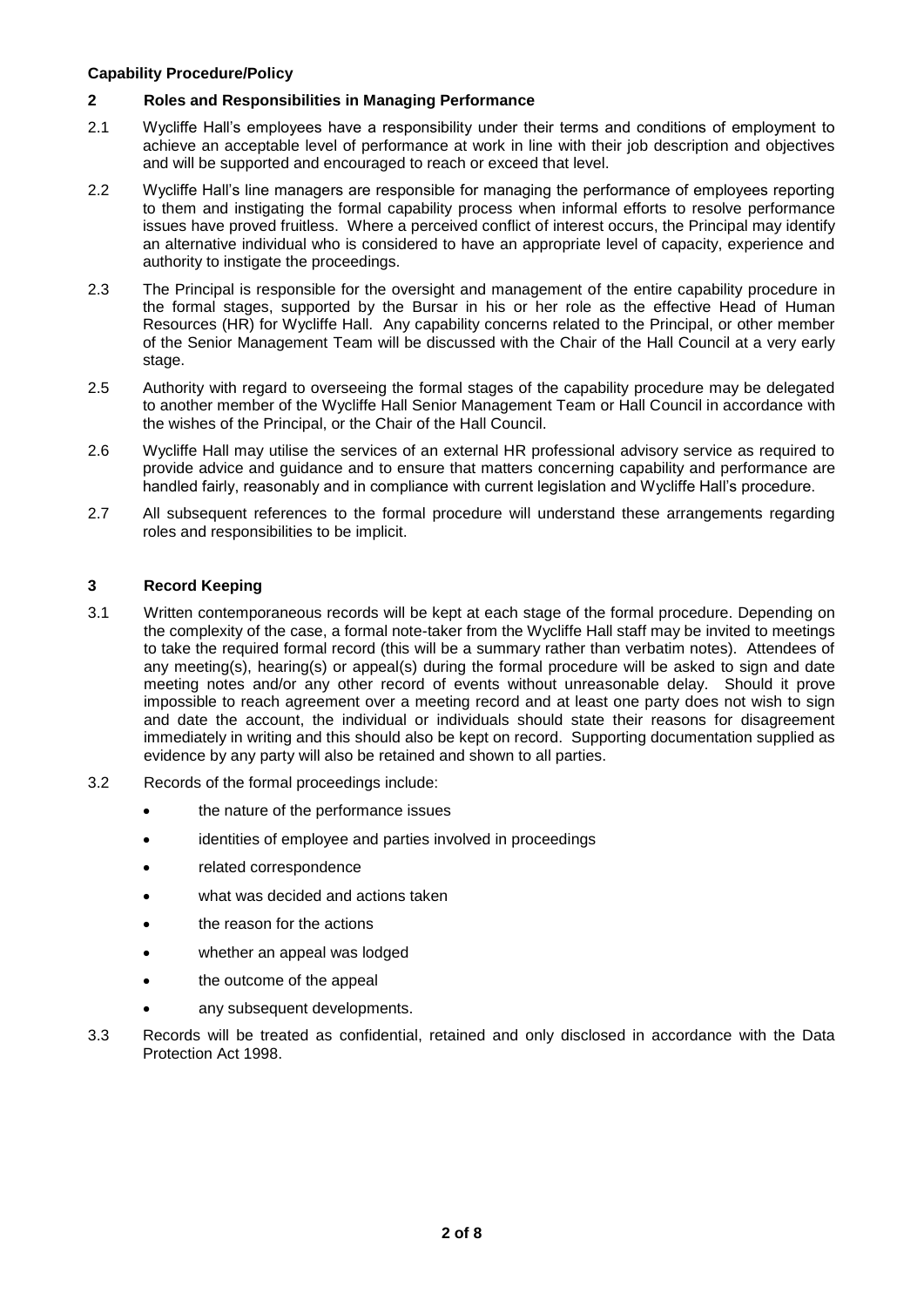**Capability Procedure/Policy**

## 2 Roles and Responsibilities in Managing Performance

2.1 Wycliffe Hall's employees have a responsibility under their terms and conditions of employment to achieve an acceptable level of performance at work in line with their job description and objectives and will be supported and encouraged to reach or exceed that level.

2.2 Wycliffe Hall's line managers are responsible for managing the performance of employees reporting to them and instigating the formal capability process when informal efforts to resolve performance issues have proved fruitless. Where a perceived conflict of interest occurs, the Principal may identify an alternative individual who is considered to have an appropriate level of capacity, experience and authority to instigate the proceedings.

2.3 The Principal is responsible for the oversight and management of the entire capability procedure in the formal stages, supported by the Bursar in his or her role as the effective Head of Human Resources (HR) for Wycliffe Hall. Any capability concerns related to the Principal, or other member of the Senior Management Team will be discussed with the Chair of the Hall Council at a very early stage.

2.5 Authority with regard to overseeing the formal stages of the capability procedure may be delegated to another member of the Wycliffe Hall Senior Management Team or Hall Council in accordance with the wishes of the Principal, or the Chair of the Hall Council.

2.6 Wycliffe Hall may utilise the services of an external HR professional advisory service as required to provide advice and guidance and to ensure that matters concerning capability and performance are handled fairly, reasonably and in compliance with current legislation and Wycliffe Hall's procedure.

2.7 All subsequent references to the formal procedure will understand these arrangements regarding roles and responsibilities to be implicit.

## 3 Record Keeping

3.1 Written contemporaneous records will be kept at each stage of the formal procedure. Depending on the complexity of the case, a formal note-taker from the Wycliffe Hall staff may be invited to meetings to take the required formal record (this will be a summary rather than verbatim notes). Attendees of any meeting(s), hearing(s) or appeal(s) during the formal procedure will be asked to sign and date meeting notes and/or any other record of events without unreasonable delay. Should it prove impossible to reach agreement over a meeting record and at least one party does not wish to sign and date the account, the individual or individuals should state their reasons for disagreement immediately in writing and this should also be kept on record. Supporting documentation supplied as evidence by any party will also be retained and shown to all parties.

3.2 Records of the formal proceedings include:

- the nature of the performance issues
- identities of employee and parties involved in proceedings
- related correspondence
- what was decided and actions taken
- the reason for the actions
- whether an appeal was lodged
- the outcome of the appeal
- any subsequent developments.

3.3 Records will be treated as confidential, retained and only disclosed in accordance with the Data Protection Act 1998.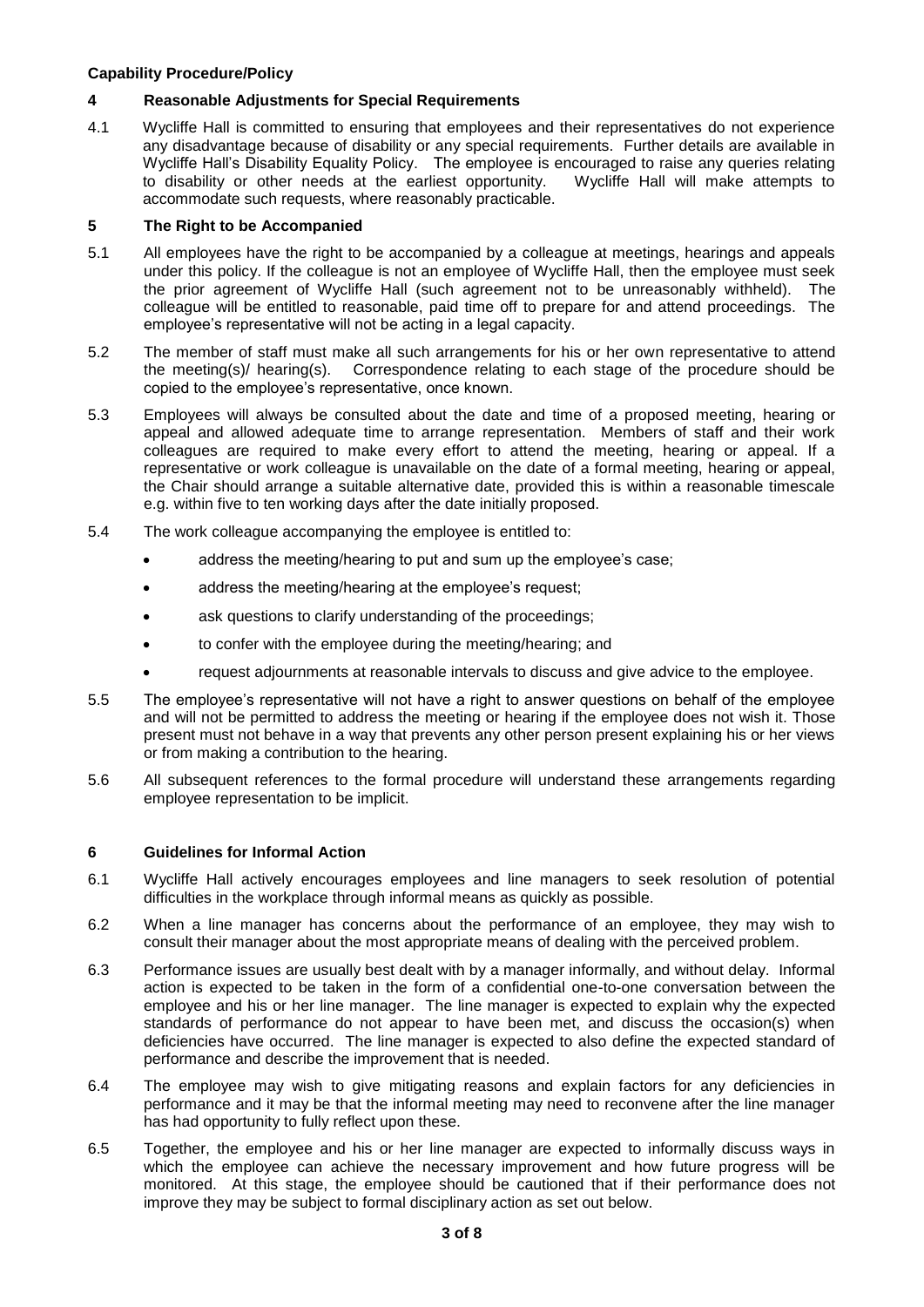**Capability Procedure/Policy**

## 4 Reasonable Adjustments for Special Requirements

4.1 Wycliffe Hall is committed to ensuring that employees and their representatives do not experience any disadvantage because of disability or any special requirements. Further details are available in Wycliffe Hall's Disability Equality Policy. The employee is encouraged to raise any queries relating to disability or other needs at the earliest opportunity. Wycliffe Hall will make attempts to accommodate such requests, where reasonably practicable.

## 5 The Right to be Accompanied

5.1 All employees have the right to be accompanied by a colleague at meetings, hearings and appeals under this policy. If the colleague is not an employee of Wycliffe Hall, then the employee must seek the prior agreement of Wycliffe Hall (such agreement not to be unreasonably withheld). The colleague will be entitled to reasonable, paid time off to prepare for and attend proceedings. The employee's representative will not be acting in a legal capacity.

5.2 The member of staff must make all such arrangements for his or her own representative to attend the meeting(s)/ hearing(s). Correspondence relating to each stage of the procedure should be copied to the employee's representative, once known.

5.3 Employees will always be consulted about the date and time of a proposed meeting, hearing or appeal and allowed adequate time to arrange representation. Members of staff and their work colleagues are required to make every effort to attend the meeting, hearing or appeal. If a representative or work colleague is unavailable on the date of a formal meeting, hearing or appeal, the Chair should arrange a suitable alternative date, provided this is within a reasonable timescale e.g. within five to ten working days after the date initially proposed.

5.4 The work colleague accompanying the employee is entitled to:

- address the meeting/hearing to put and sum up the employee's case;
- address the meeting/hearing at the employee's request;
- ask questions to clarify understanding of the proceedings;
- to confer with the employee during the meeting/hearing; and
- request adjournments at reasonable intervals to discuss and give advice to the employee.

5.5 The employee's representative will not have a right to answer questions on behalf of the employee and will not be permitted to address the meeting or hearing if the employee does not wish it. Those present must not behave in a way that prevents any other person present explaining his or her views or from making a contribution to the hearing.

5.6 All subsequent references to the formal procedure will understand these arrangements regarding employee representation to be implicit.

## 6 Guidelines for Informal Action

6.1 Wycliffe Hall actively encourages employees and line managers to seek resolution of potential difficulties in the workplace through informal means as quickly as possible.

6.2 When a line manager has concerns about the performance of an employee, they may wish to consult their manager about the most appropriate means of dealing with the perceived problem.

6.3 Performance issues are usually best dealt with by a manager informally, and without delay. Informal action is expected to be taken in the form of a confidential one-to-one conversation between the employee and his or her line manager. The line manager is expected to explain why the expected standards of performance do not appear to have been met, and discuss the occasion(s) when deficiencies have occurred. The line manager is expected to also define the expected standard of performance and describe the improvement that is needed.

6.4 The employee may wish to give mitigating reasons and explain factors for any deficiencies in performance and it may be that the informal meeting may need to reconvene after the line manager has had opportunity to fully reflect upon these.

6.5 Together, the employee and his or her line manager are expected to informally discuss ways in which the employee can achieve the necessary improvement and how future progress will be monitored. At this stage, the employee should be cautioned that if their performance does not improve they may be subject to formal disciplinary action as set out below.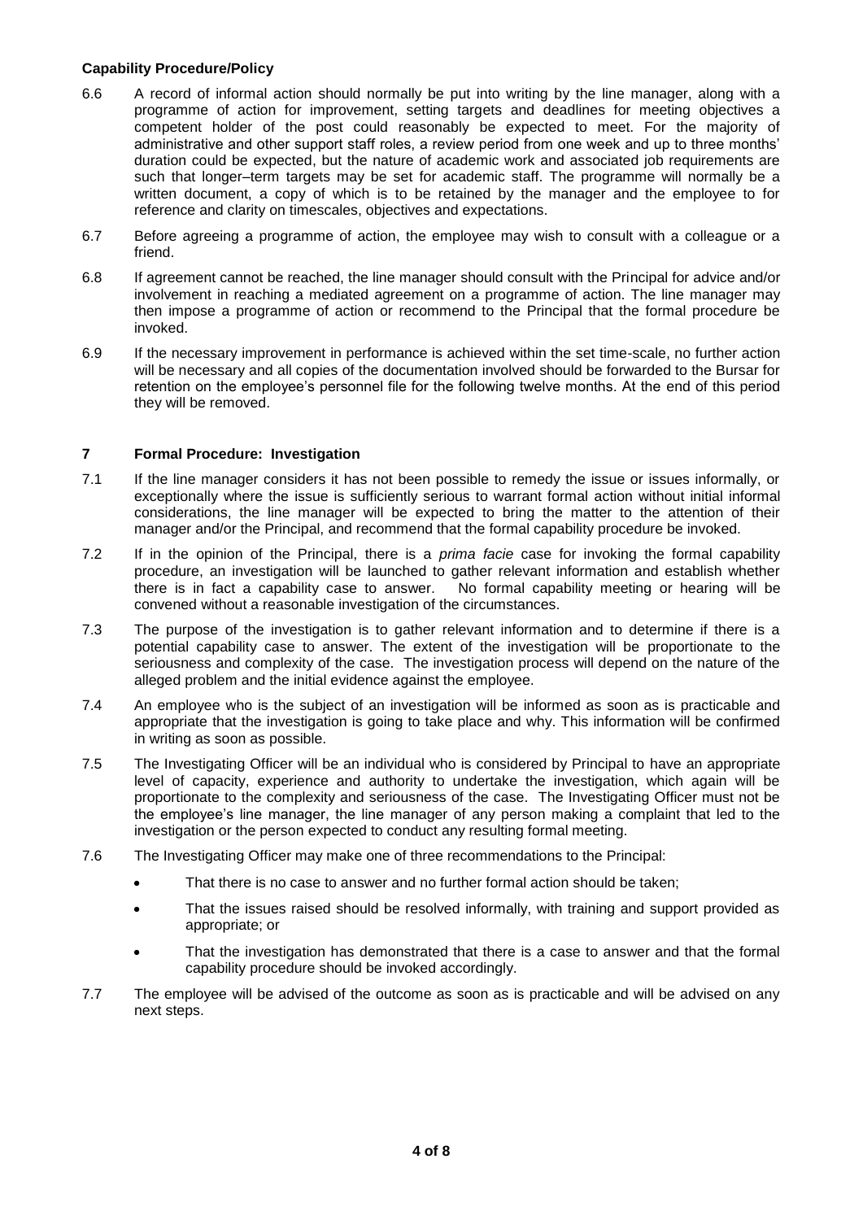**Capability Procedure/Policy**

6.6 A record of informal action should normally be put into writing by the line manager, along with a programme of action for improvement, setting targets and deadlines for meeting objectives a competent holder of the post could reasonably be expected to meet. For the majority of administrative and other support staff roles, a review period from one week and up to three months' duration could be expected, but the nature of academic work and associated job requirements are such that longer–term targets may be set for academic staff. The programme will normally be a written document, a copy of which is to be retained by the manager and the employee to for reference and clarity on timescales, objectives and expectations.

6.7 Before agreeing a programme of action, the employee may wish to consult with a colleague or a friend.

6.8 If agreement cannot be reached, the line manager should consult with the Principal for advice and/or involvement in reaching a mediated agreement on a programme of action. The line manager may then impose a programme of action or recommend to the Principal that the formal procedure be invoked.

6.9 If the necessary improvement in performance is achieved within the set time-scale, no further action will be necessary and all copies of the documentation involved should be forwarded to the Bursar for retention on the employee's personnel file for the following twelve months. At the end of this period they will be removed.

## 7 Formal Procedure: Investigation

7.1 If the line manager considers it has not been possible to remedy the issue or issues informally, or exceptionally where the issue is sufficiently serious to warrant formal action without initial informal considerations, the line manager will be expected to bring the matter to the attention of their manager and/or the Principal, and recommend that the formal capability procedure be invoked.

7.2 If in the opinion of the Principal, there is a *prima facie* case for invoking the formal capability procedure, an investigation will be launched to gather relevant information and establish whether there is in fact a capability case to answer. No formal capability meeting or hearing will be convened without a reasonable investigation of the circumstances.

7.3 The purpose of the investigation is to gather relevant information and to determine if there is a potential capability case to answer. The extent of the investigation will be proportionate to the seriousness and complexity of the case. The investigation process will depend on the nature of the alleged problem and the initial evidence against the employee.

7.4 An employee who is the subject of an investigation will be informed as soon as is practicable and appropriate that the investigation is going to take place and why. This information will be confirmed in writing as soon as possible.

7.5 The Investigating Officer will be an individual who is considered by Principal to have an appropriate level of capacity, experience and authority to undertake the investigation, which again will be proportionate to the complexity and seriousness of the case. The Investigating Officer must not be the employee's line manager, the line manager of any person making a complaint that led to the investigation or the person expected to conduct any resulting formal meeting.

7.6 The Investigating Officer may make one of three recommendations to the Principal:

- That there is no case to answer and no further formal action should be taken;
- That the issues raised should be resolved informally, with training and support provided as appropriate; or
- That the investigation has demonstrated that there is a case to answer and that the formal capability procedure should be invoked accordingly.

7.7 The employee will be advised of the outcome as soon as is practicable and will be advised on any next steps.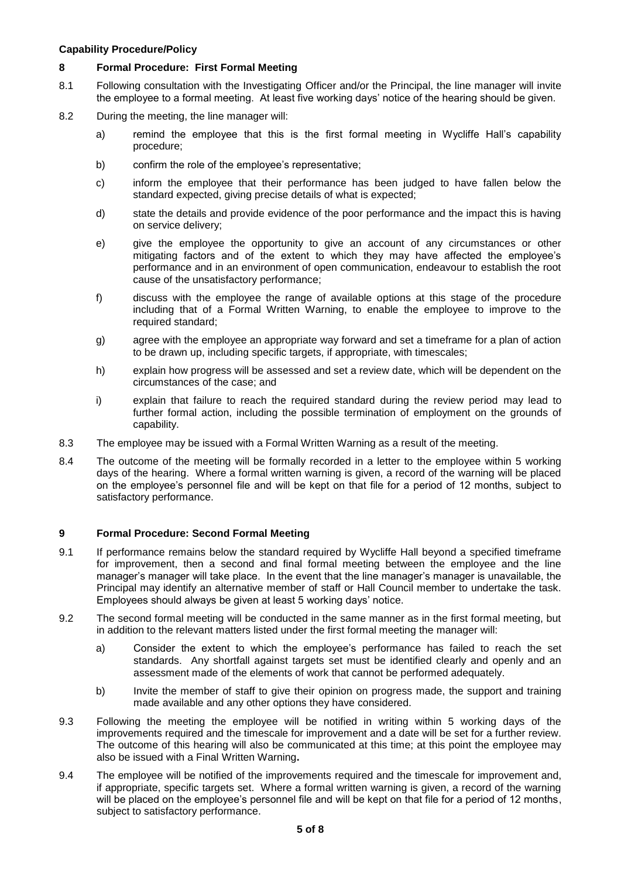**Capability Procedure/Policy**

## 8 Formal Procedure: First Formal Meeting

8.1 Following consultation with the Investigating Officer and/or the Principal, the line manager will invite the employee to a formal meeting. At least five working days' notice of the hearing should be given.

8.2 During the meeting, the line manager will:

a) remind the employee that this is the first formal meeting in Wycliffe Hall's capability procedure;

b) confirm the role of the employee's representative;

c) inform the employee that their performance has been judged to have fallen below the standard expected, giving precise details of what is expected;

d) state the details and provide evidence of the poor performance and the impact this is having on service delivery;

e) give the employee the opportunity to give an account of any circumstances or other mitigating factors and of the extent to which they may have affected the employee's performance and in an environment of open communication, endeavour to establish the root cause of the unsatisfactory performance;

f) discuss with the employee the range of available options at this stage of the procedure including that of a Formal Written Warning, to enable the employee to improve to the required standard;

g) agree with the employee an appropriate way forward and set a timeframe for a plan of action to be drawn up, including specific targets, if appropriate, with timescales;

h) explain how progress will be assessed and set a review date, which will be dependent on the circumstances of the case; and

i) explain that failure to reach the required standard during the review period may lead to further formal action, including the possible termination of employment on the grounds of capability.

8.3 The employee may be issued with a Formal Written Warning as a result of the meeting.

8.4 The outcome of the meeting will be formally recorded in a letter to the employee within 5 working days of the hearing. Where a formal written warning is given, a record of the warning will be placed on the employee's personnel file and will be kept on that file for a period of 12 months, subject to satisfactory performance.

## 9 Formal Procedure: Second Formal Meeting

9.1 If performance remains below the standard required by Wycliffe Hall beyond a specified timeframe for improvement, then a second and final formal meeting between the employee and the line manager's manager will take place. In the event that the line manager's manager is unavailable, the Principal may identify an alternative member of staff or Hall Council member to undertake the task. Employees should always be given at least 5 working days' notice.

9.2 The second formal meeting will be conducted in the same manner as in the first formal meeting, but in addition to the relevant matters listed under the first formal meeting the manager will:

a) Consider the extent to which the employee's performance has failed to reach the set standards. Any shortfall against targets set must be identified clearly and openly and an assessment made of the elements of work that cannot be performed adequately.

b) Invite the member of staff to give their opinion on progress made, the support and training made available and any other options they have considered.

9.3 Following the meeting the employee will be notified in writing within 5 working days of the improvements required and the timescale for improvement and a date will be set for a further review. The outcome of this hearing will also be communicated at this time; at this point the employee may also be issued with a Final Written Warning**.**

9.4 The employee will be notified of the improvements required and the timescale for improvement and, if appropriate, specific targets set. Where a formal written warning is given, a record of the warning will be placed on the employee's personnel file and will be kept on that file for a period of 12 months, subject to satisfactory performance.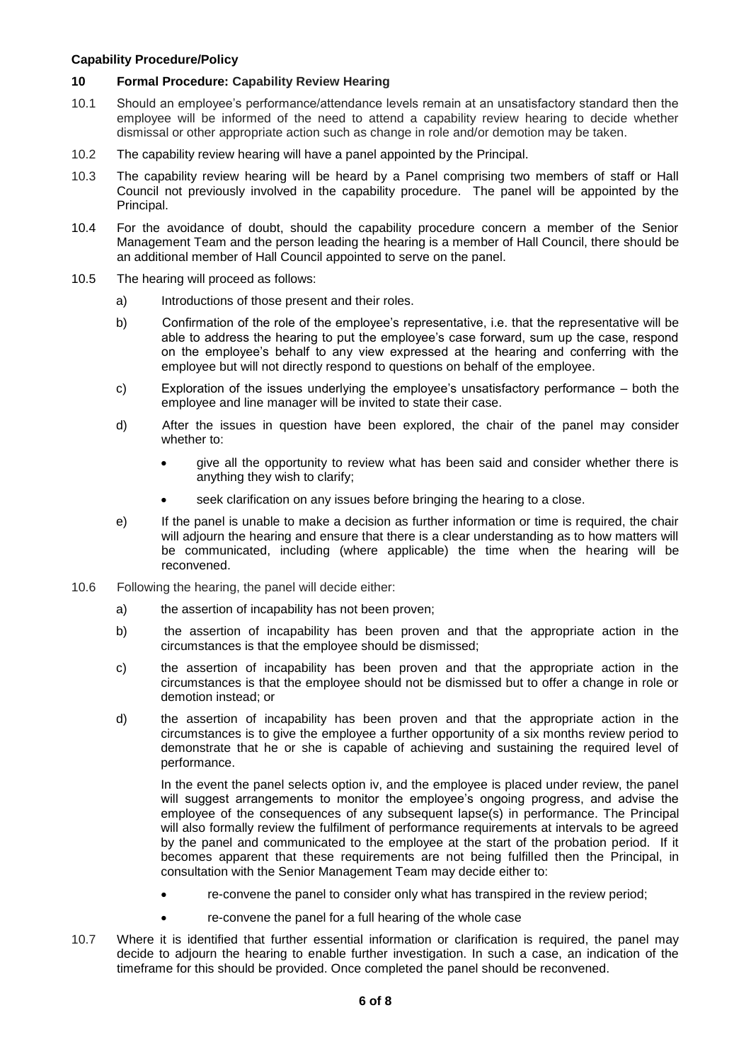**Capability Procedure/Policy**

## 10 Formal Procedure: Capability Review Hearing

10.1 Should an employee's performance/attendance levels remain at an unsatisfactory standard then the employee will be informed of the need to attend a capability review hearing to decide whether dismissal or other appropriate action such as change in role and/or demotion may be taken.

10.2 The capability review hearing will have a panel appointed by the Principal.

10.3 The capability review hearing will be heard by a Panel comprising two members of staff or Hall Council not previously involved in the capability procedure. The panel will be appointed by the Principal.

10.4 For the avoidance of doubt, should the capability procedure concern a member of the Senior Management Team and the person leading the hearing is a member of Hall Council, there should be an additional member of Hall Council appointed to serve on the panel.

10.5 The hearing will proceed as follows:

a) Introductions of those present and their roles.

b) Confirmation of the role of the employee's representative, i.e. that the representative will be able to address the hearing to put the employee's case forward, sum up the case, respond on the employee's behalf to any view expressed at the hearing and conferring with the employee but will not directly respond to questions on behalf of the employee.

c) Exploration of the issues underlying the employee's unsatisfactory performance – both the employee and line manager will be invited to state their case.

d) After the issues in question have been explored, the chair of the panel may consider whether to:

- give all the opportunity to review what has been said and consider whether there is anything they wish to clarify;
- seek clarification on any issues before bringing the hearing to a close.

e) If the panel is unable to make a decision as further information or time is required, the chair will adjourn the hearing and ensure that there is a clear understanding as to how matters will be communicated, including (where applicable) the time when the hearing will be reconvened.

10.6 Following the hearing, the panel will decide either:

a) the assertion of incapability has not been proven;

b) the assertion of incapability has been proven and that the appropriate action in the circumstances is that the employee should be dismissed;

c) the assertion of incapability has been proven and that the appropriate action in the circumstances is that the employee should not be dismissed but to offer a change in role or demotion instead; or

d) the assertion of incapability has been proven and that the appropriate action in the circumstances is to give the employee a further opportunity of a six months review period to demonstrate that he or she is capable of achieving and sustaining the required level of performance.

In the event the panel selects option iv, and the employee is placed under review, the panel will suggest arrangements to monitor the employee's ongoing progress, and advise the employee of the consequences of any subsequent lapse(s) in performance. The Principal will also formally review the fulfilment of performance requirements at intervals to be agreed by the panel and communicated to the employee at the start of the probation period. If it becomes apparent that these requirements are not being fulfilled then the Principal, in consultation with the Senior Management Team may decide either to:

- re-convene the panel to consider only what has transpired in the review period;
- re-convene the panel for a full hearing of the whole case

10.7 Where it is identified that further essential information or clarification is required, the panel may decide to adjourn the hearing to enable further investigation. In such a case, an indication of the timeframe for this should be provided. Once completed the panel should be reconvened.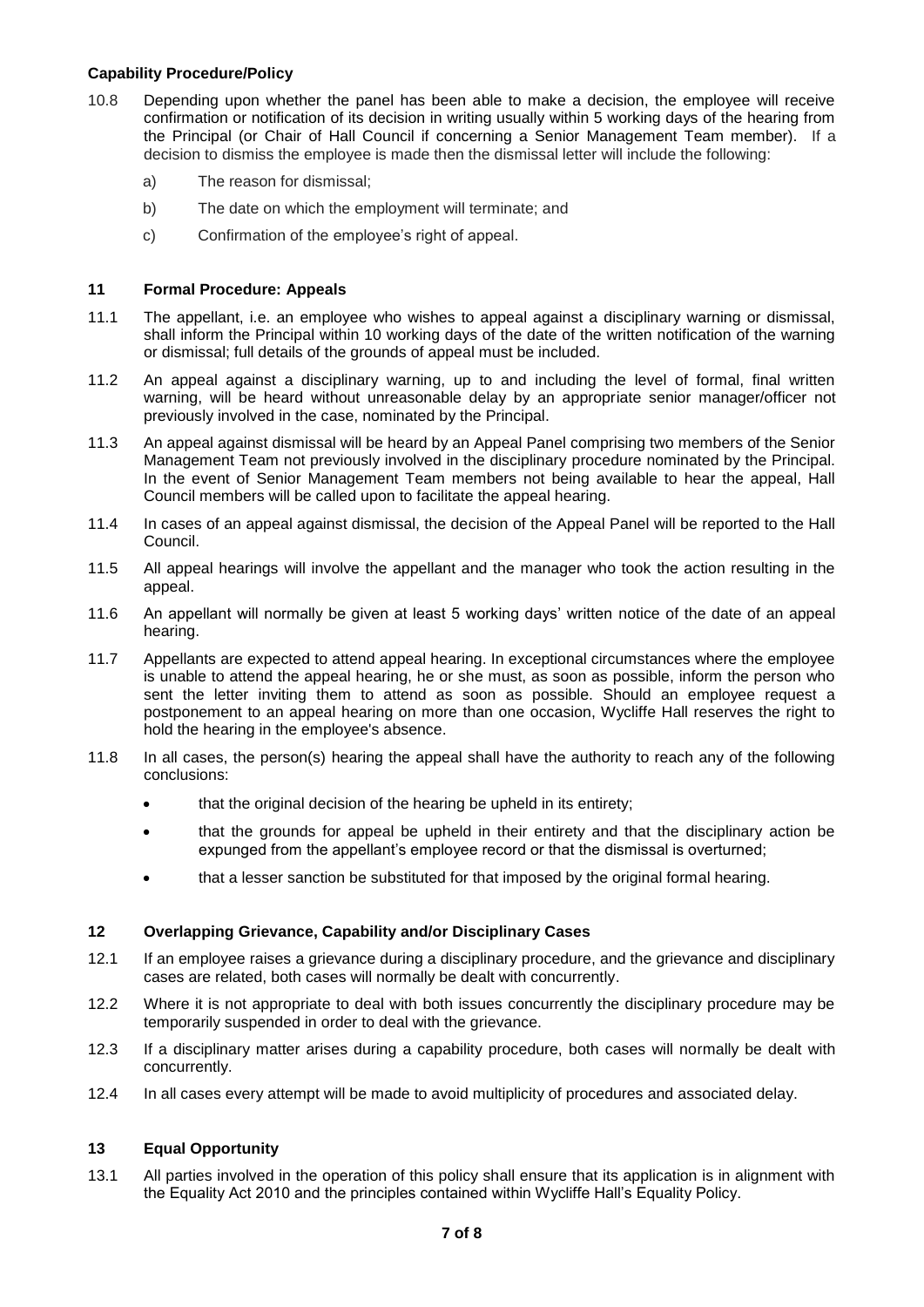**Capability Procedure/Policy**

10.8 Depending upon whether the panel has been able to make a decision, the employee will receive confirmation or notification of its decision in writing usually within 5 working days of the hearing from the Principal (or Chair of Hall Council if concerning a Senior Management Team member). If a decision to dismiss the employee is made then the dismissal letter will include the following:

a) The reason for dismissal;

b) The date on which the employment will terminate; and

c) Confirmation of the employee's right of appeal.

## 11 Formal Procedure: Appeals

11.1 The appellant, i.e. an employee who wishes to appeal against a disciplinary warning or dismissal, shall inform the Principal within 10 working days of the date of the written notification of the warning or dismissal; full details of the grounds of appeal must be included.

11.2 An appeal against a disciplinary warning, up to and including the level of formal, final written warning, will be heard without unreasonable delay by an appropriate senior manager/officer not previously involved in the case, nominated by the Principal.

11.3 An appeal against dismissal will be heard by an Appeal Panel comprising two members of the Senior Management Team not previously involved in the disciplinary procedure nominated by the Principal. In the event of Senior Management Team members not being available to hear the appeal, Hall Council members will be called upon to facilitate the appeal hearing.

11.4 In cases of an appeal against dismissal, the decision of the Appeal Panel will be reported to the Hall Council.

11.5 All appeal hearings will involve the appellant and the manager who took the action resulting in the appeal.

11.6 An appellant will normally be given at least 5 working days' written notice of the date of an appeal hearing.

11.7 Appellants are expected to attend appeal hearing. In exceptional circumstances where the employee is unable to attend the appeal hearing, he or she must, as soon as possible, inform the person who sent the letter inviting them to attend as soon as possible. Should an employee request a postponement to an appeal hearing on more than one occasion, Wycliffe Hall reserves the right to hold the hearing in the employee's absence.

11.8 In all cases, the person(s) hearing the appeal shall have the authority to reach any of the following conclusions:

- that the original decision of the hearing be upheld in its entirety;
- that the grounds for appeal be upheld in their entirety and that the disciplinary action be expunged from the appellant's employee record or that the dismissal is overturned;
- that a lesser sanction be substituted for that imposed by the original formal hearing.

## 12 Overlapping Grievance, Capability and/or Disciplinary Cases

12.1 If an employee raises a grievance during a disciplinary procedure, and the grievance and disciplinary cases are related, both cases will normally be dealt with concurrently.

12.2 Where it is not appropriate to deal with both issues concurrently the disciplinary procedure may be temporarily suspended in order to deal with the grievance.

12.3 If a disciplinary matter arises during a capability procedure, both cases will normally be dealt with concurrently.

12.4 In all cases every attempt will be made to avoid multiplicity of procedures and associated delay.

## 13 Equal Opportunity

13.1 All parties involved in the operation of this policy shall ensure that its application is in alignment with the Equality Act 2010 and the principles contained within Wycliffe Hall's Equality Policy.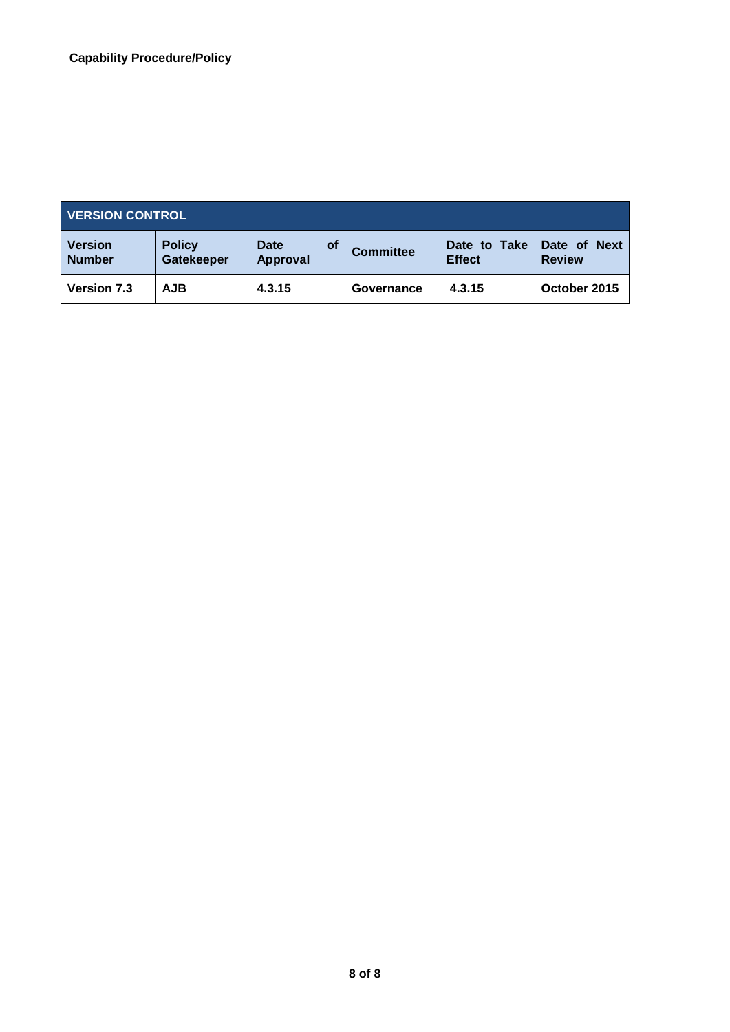**Capability Procedure/Policy**

| VERSION CONTROL | | | | | |
|---|---|---|---|---|---|
| **Version Number** | **Policy Gatekeeper** | **Date of Approval** | **Committee** | **Date to Take Effect** | **Date of Next Review** |
| **Version 7.3** | **AJB** | **4.3.15** | **Governance** | **4.3.15** | **October 2015** |